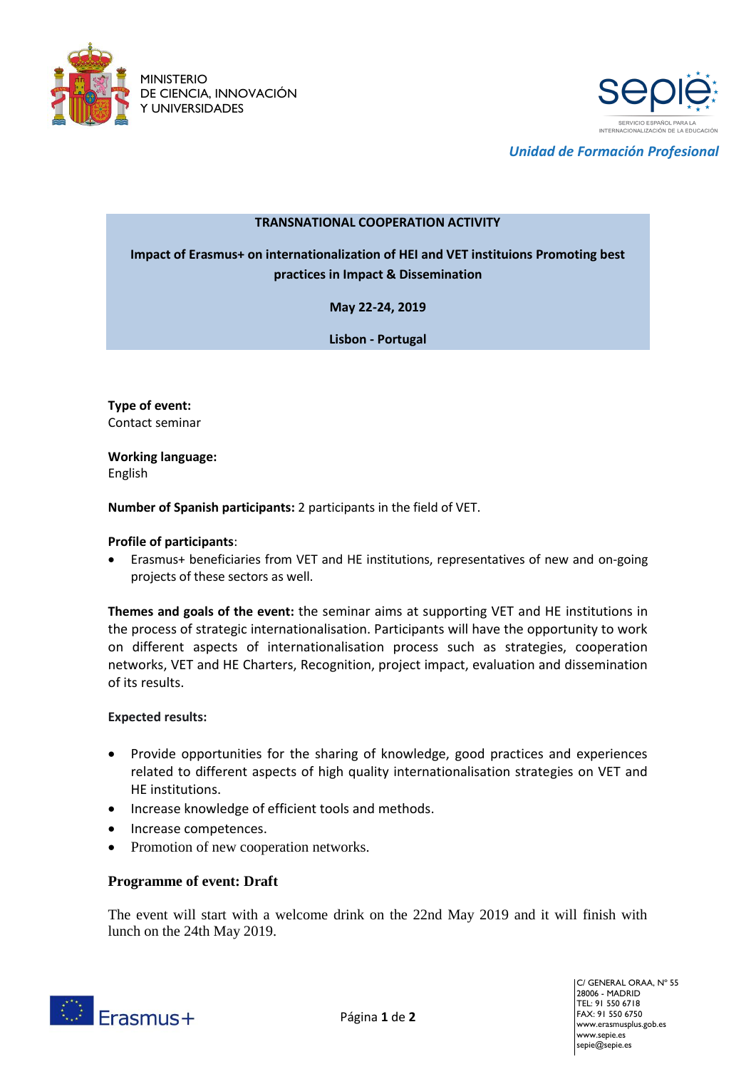MINISTERIO
DE CIENCIA, INNOVACIÓN
Y UNIVERSIDADES

SERVICIO ESPAÑOL PARA LA INTERNACIONALIZACIÓN DE LA EDUCACIÓN

*Unidad de Formación Profesional*

**TRANSNATIONAL COOPERATION ACTIVITY**

**Impact of Erasmus+ on internationalization of HEI and VET instituions Promoting best practices in Impact & Dissemination**

**May 22-24, 2019**

**Lisbon - Portugal**

**Type of event:**
Contact seminar

**Working language:**
English

**Number of Spanish participants:** 2 participants in the field of VET.

**Profile of participants**:

- Erasmus+ beneficiaries from VET and HE institutions, representatives of new and on-going projects of these sectors as well.

**Themes and goals of the event:** the seminar aims at supporting VET and HE institutions in the process of strategic internationalisation. Participants will have the opportunity to work on different aspects of internationalisation process such as strategies, cooperation networks, VET and HE Charters, Recognition, project impact, evaluation and dissemination of its results.

**Expected results:**

- Provide opportunities for the sharing of knowledge, good practices and experiences related to different aspects of high quality internationalisation strategies on VET and HE institutions.
- Increase knowledge of efficient tools and methods.
- Increase competences.
- Promotion of new cooperation networks.

**Programme of event: Draft**

The event will start with a welcome drink on the 22nd May 2019 and it will finish with lunch on the 24th May 2019.

C/ GENERAL ORAA, Nº 55
28006 - MADRID
TEL: 91 550 6718
FAX: 91 550 6750
www.erasmusplus.gob.es
www.sepie.es
sepie@sepie.es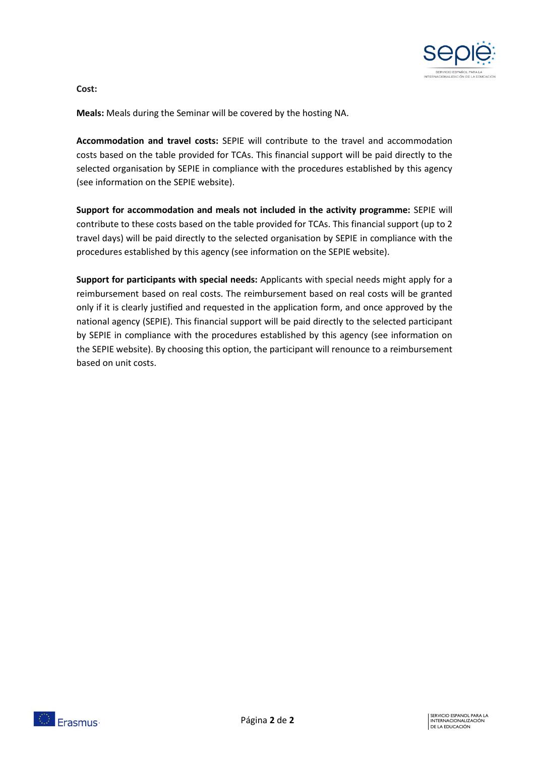**Cost:**

**Meals:** Meals during the Seminar will be covered by the hosting NA.

**Accommodation and travel costs:** SEPIE will contribute to the travel and accommodation costs based on the table provided for TCAs. This financial support will be paid directly to the selected organisation by SEPIE in compliance with the procedures established by this agency (see information on the SEPIE website).

**Support for accommodation and meals not included in the activity programme:** SEPIE will contribute to these costs based on the table provided for TCAs. This financial support (up to 2 travel days) will be paid directly to the selected organisation by SEPIE in compliance with the procedures established by this agency (see information on the SEPIE website).

**Support for participants with special needs:** Applicants with special needs might apply for a reimbursement based on real costs. The reimbursement based on real costs will be granted only if it is clearly justified and requested in the application form, and once approved by the national agency (SEPIE). This financial support will be paid directly to the selected participant by SEPIE in compliance with the procedures established by this agency (see information on the SEPIE website). By choosing this option, the participant will renounce to a reimbursement based on unit costs.